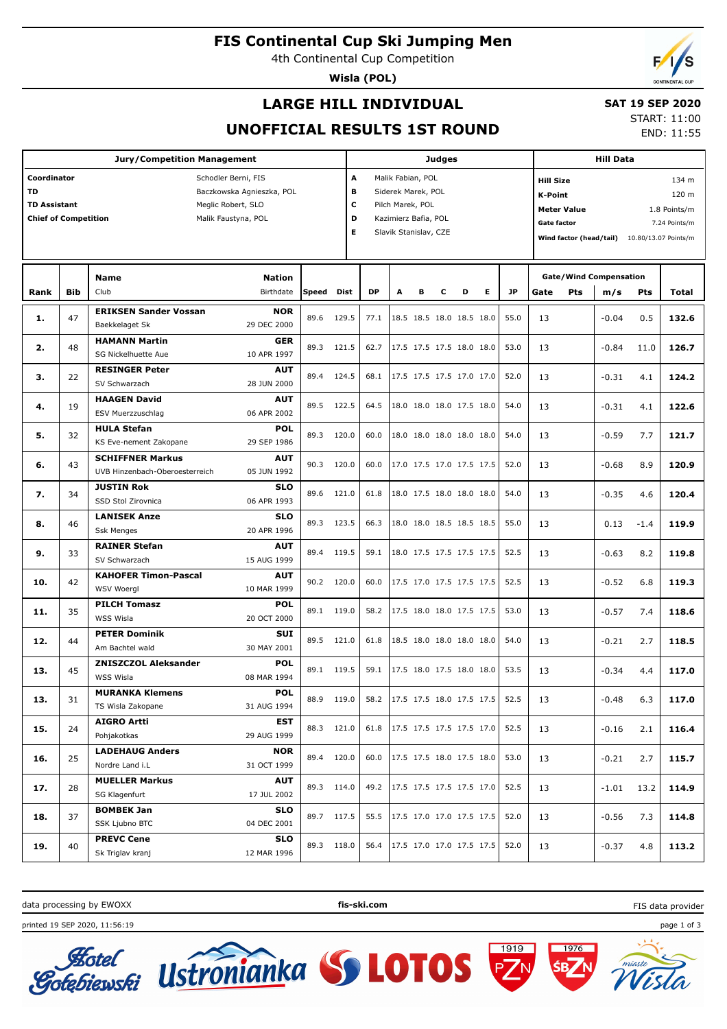# FIS Continental Cup Ski Jumping Men

4th Continental Cup Competition

**Wisla (POL)**

## LARGE HILL INDIVIDUAL

## UNOFFICIAL RESULTS 1ST ROUND

**SAT 19 SEP 2020**

START: 11:00

END: 11:55

| Jury/Competition Management | | Judges | | Hill Data | |
|---|---|---|---|---|---|
| Coordinator | Schodler Berni, FIS | A | Malik Fabian, POL | Hill Size | 134 m |
| TD | Baczkowska Agnieszka, POL | B | Siderek Marek, POL | K-Point | 120 m |
| TD Assistant | Meglic Robert, SLO | C | Pilch Marek, POL | Meter Value | 1.8 Points/m |
| Chief of Competition | Malik Faustyna, POL | D | Kazimierz Bafia, POL | Gate factor | 7.24 Points/m |
| | | E | Slavik Stanislav, CZE | Wind factor (head/tail) | 10.80/13.07 Points/m |

| Rank | Bib | Name / Club | Nation / Birthdate | Speed | Dist | DP | A | B | C | D | E | JP | Gate | Pts | m/s | Pts | Total |
|---|---|---|---|---|---|---|---|---|---|---|---|---|---|---|---|---|---|
| 1. | 47 | ERIKSEN Sander Vossan / Baekkelaget Sk | NOR / 29 DEC 2000 | 89.6 | 129.5 | 77.1 | 18.5 | 18.5 | 18.0 | 18.5 | 18.0 | 55.0 | 13 | | -0.04 | 0.5 | 132.6 |
| 2. | 48 | HAMANN Martin / SG Nickelhuette Aue | GER / 10 APR 1997 | 89.3 | 121.5 | 62.7 | 17.5 | 17.5 | 17.5 | 18.0 | 18.0 | 53.0 | 13 | | -0.84 | 11.0 | 126.7 |
| 3. | 22 | RESINGER Peter / SV Schwarzach | AUT / 28 JUN 2000 | 89.4 | 124.5 | 68.1 | 17.5 | 17.5 | 17.5 | 17.0 | 17.0 | 52.0 | 13 | | -0.31 | 4.1 | 124.2 |
| 4. | 19 | HAAGEN David / ESV Muerzzuschlag | AUT / 06 APR 2002 | 89.5 | 122.5 | 64.5 | 18.0 | 18.0 | 18.0 | 17.5 | 18.0 | 54.0 | 13 | | -0.31 | 4.1 | 122.6 |
| 5. | 32 | HULA Stefan / KS Eve-nement Zakopane | POL / 29 SEP 1986 | 89.3 | 120.0 | 60.0 | 18.0 | 18.0 | 18.0 | 18.0 | 18.0 | 54.0 | 13 | | -0.59 | 7.7 | 121.7 |
| 6. | 43 | SCHIFFNER Markus / UVB Hinzenbach-Oberoesterreich | AUT / 05 JUN 1992 | 90.3 | 120.0 | 60.0 | 17.0 | 17.5 | 17.0 | 17.5 | 17.5 | 52.0 | 13 | | -0.68 | 8.9 | 120.9 |
| 7. | 34 | JUSTIN Rok / SSD Stol Zirovnica | SLO / 06 APR 1993 | 89.6 | 121.0 | 61.8 | 18.0 | 17.5 | 18.0 | 18.0 | 18.0 | 54.0 | 13 | | -0.35 | 4.6 | 120.4 |
| 8. | 46 | LANISEK Anze / Ssk Menges | SLO / 20 APR 1996 | 89.3 | 123.5 | 66.3 | 18.0 | 18.0 | 18.5 | 18.5 | 18.5 | 55.0 | 13 | | 0.13 | -1.4 | 119.9 |
| 9. | 33 | RAINER Stefan / SV Schwarzach | AUT / 15 AUG 1999 | 89.4 | 119.5 | 59.1 | 18.0 | 17.5 | 17.5 | 17.5 | 17.5 | 52.5 | 13 | | -0.63 | 8.2 | 119.8 |
| 10. | 42 | KAHOFER Timon-Pascal / WSV Woergl | AUT / 10 MAR 1999 | 90.2 | 120.0 | 60.0 | 17.5 | 17.0 | 17.5 | 17.5 | 17.5 | 52.5 | 13 | | -0.52 | 6.8 | 119.3 |
| 11. | 35 | PILCH Tomasz / WSS Wisla | POL / 20 OCT 2000 | 89.1 | 119.0 | 58.2 | 17.5 | 18.0 | 18.0 | 17.5 | 17.5 | 53.0 | 13 | | -0.57 | 7.4 | 118.6 |
| 12. | 44 | PETER Dominik / Am Bachtel wald | SUI / 30 MAY 2001 | 89.5 | 121.0 | 61.8 | 18.5 | 18.0 | 18.0 | 18.0 | 18.0 | 54.0 | 13 | | -0.21 | 2.7 | 118.5 |
| 13. | 45 | ZNISZCZOL Aleksander / WSS Wisla | POL / 08 MAR 1994 | 89.1 | 119.5 | 59.1 | 17.5 | 18.0 | 17.5 | 18.0 | 18.0 | 53.5 | 13 | | -0.34 | 4.4 | 117.0 |
| 13. | 31 | MURANKA Klemens / TS Wisla Zakopane | POL / 31 AUG 1994 | 88.9 | 119.0 | 58.2 | 17.5 | 17.5 | 18.0 | 17.5 | 17.5 | 52.5 | 13 | | -0.48 | 6.3 | 117.0 |
| 15. | 24 | AIGRO Artti / Pohjakotkas | EST / 29 AUG 1999 | 88.3 | 121.0 | 61.8 | 17.5 | 17.5 | 17.5 | 17.5 | 17.0 | 52.5 | 13 | | -0.16 | 2.1 | 116.4 |
| 16. | 25 | LADEHAUG Anders / Nordre Land i.L | NOR / 31 OCT 1999 | 89.4 | 120.0 | 60.0 | 17.5 | 17.5 | 18.0 | 17.5 | 18.0 | 53.0 | 13 | | -0.21 | 2.7 | 115.7 |
| 17. | 28 | MUELLER Markus / SG Klagenfurt | AUT / 17 JUL 2002 | 89.3 | 114.0 | 49.2 | 17.5 | 17.5 | 17.5 | 17.5 | 17.0 | 52.5 | 13 | | -1.01 | 13.2 | 114.9 |
| 18. | 37 | BOMBEK Jan / SSK Ljubno BTC | SLO / 04 DEC 2001 | 89.7 | 117.5 | 55.5 | 17.5 | 17.0 | 17.0 | 17.5 | 17.5 | 52.0 | 13 | | -0.56 | 7.3 | 114.8 |
| 19. | 40 | PREVC Cene / Sk Triglav kranj | SLO / 12 MAR 1996 | 89.3 | 118.0 | 56.4 | 17.5 | 17.0 | 17.0 | 17.5 | 17.5 | 52.0 | 13 | | -0.37 | 4.8 | 113.2 |

data processing by EWOXX | fis-ski.com | FIS data provider

printed 19 SEP 2020, 11:56:19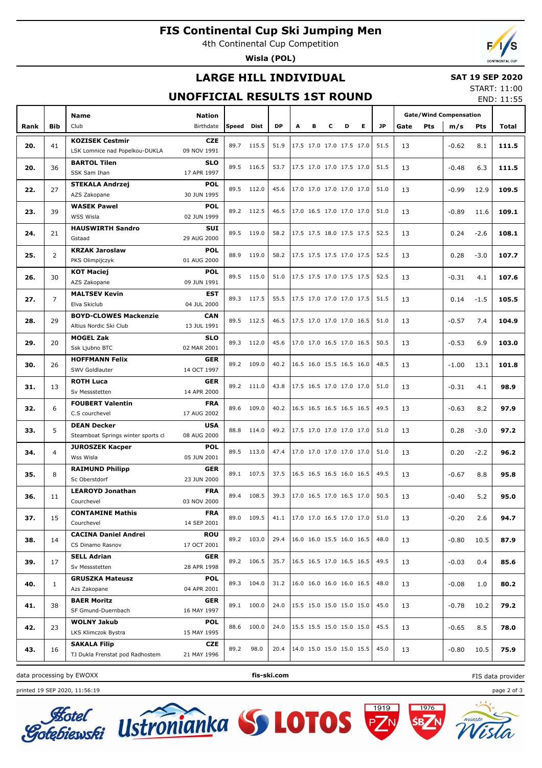# FIS Continental Cup Ski Jumping Men

4th Continental Cup Competition

**Wisla (POL)**

## LARGE HILL INDIVIDUAL

**SAT 19 SEP 2020**

START: 11:00

END: 11:55

## UNOFFICIAL RESULTS 1ST ROUND

| Rank | Bib | Name / Club | Nation / Birthdate | Speed | Dist | DP | A | B | C | D | E | JP | Gate | Pts | m/s | Pts | Total |
|---|---|---|---|---|---|---|---|---|---|---|---|---|---|---|---|---|---|
| 20. | 41 | **KOZISEK Cestmir** LSK Lomnice nad Popelkou-DUKLA | **CZE** 09 NOV 1991 | 89.7 | 115.5 | 51.9 | 17.5 | 17.0 | 17.0 | 17.5 | 17.0 | 51.5 | 13 | | -0.62 | 8.1 | **111.5** |
| 20. | 36 | **BARTOL Tilen** SSK Sam Ihan | **SLO** 17 APR 1997 | 89.5 | 116.5 | 53.7 | 17.5 | 17.0 | 17.0 | 17.5 | 17.0 | 51.5 | 13 | | -0.48 | 6.3 | **111.5** |
| 22. | 27 | **STEKALA Andrzej** AZS Zakopane | **POL** 30 JUN 1995 | 89.5 | 112.0 | 45.6 | 17.0 | 17.0 | 17.0 | 17.0 | 17.0 | 51.0 | 13 | | -0.99 | 12.9 | **109.5** |
| 23. | 39 | **WASEK Pawel** WSS Wisla | **POL** 02 JUN 1999 | 89.2 | 112.5 | 46.5 | 17.0 | 16.5 | 17.0 | 17.0 | 17.0 | 51.0 | 13 | | -0.89 | 11.6 | **109.1** |
| 24. | 21 | **HAUSWIRTH Sandro** Gstaad | **SUI** 29 AUG 2000 | 89.5 | 119.0 | 58.2 | 17.5 | 17.5 | 18.0 | 17.5 | 17.5 | 52.5 | 13 | | 0.24 | -2.6 | **108.1** |
| 25. | 2 | **KRZAK Jaroslaw** PKS Olimpijczyk | **POL** 01 AUG 2000 | 88.9 | 119.0 | 58.2 | 17.5 | 17.5 | 17.5 | 17.0 | 17.5 | 52.5 | 13 | | 0.28 | -3.0 | **107.7** |
| 26. | 30 | **KOT Maciej** AZS Zakopane | **POL** 09 JUN 1991 | 89.5 | 115.0 | 51.0 | 17.5 | 17.5 | 17.0 | 17.5 | 17.5 | 52.5 | 13 | | -0.31 | 4.1 | **107.6** |
| 27. | 7 | **MALTSEV Kevin** Elva Skiclub | **EST** 04 JUL 2000 | 89.3 | 117.5 | 55.5 | 17.5 | 17.0 | 17.0 | 17.0 | 17.5 | 51.5 | 13 | | 0.14 | -1.5 | **105.5** |
| 28. | 29 | **BOYD-CLOWES Mackenzie** Altius Nordic Ski Club | **CAN** 13 JUL 1991 | 89.5 | 112.5 | 46.5 | 17.5 | 17.0 | 17.0 | 17.0 | 16.5 | 51.0 | 13 | | -0.57 | 7.4 | **104.9** |
| 29. | 20 | **MOGEL Zak** Ssk Ljubno BTC | **SLO** 02 MAR 2001 | 89.3 | 112.0 | 45.6 | 17.0 | 17.0 | 16.5 | 17.0 | 16.5 | 50.5 | 13 | | -0.53 | 6.9 | **103.0** |
| 30. | 26 | **HOFFMANN Felix** SWV Goldlauter | **GER** 14 OCT 1997 | 89.2 | 109.0 | 40.2 | 16.5 | 16.0 | 15.5 | 16.5 | 16.0 | 48.5 | 13 | | -1.00 | 13.1 | **101.8** |
| 31. | 13 | **ROTH Luca** Sv Messstetten | **GER** 14 APR 2000 | 89.2 | 111.0 | 43.8 | 17.5 | 16.5 | 17.0 | 17.0 | 17.0 | 51.0 | 13 | | -0.31 | 4.1 | **98.9** |
| 32. | 6 | **FOUBERT Valentin** C.S courchevel | **FRA** 17 AUG 2002 | 89.6 | 109.0 | 40.2 | 16.5 | 16.5 | 16.5 | 16.5 | 16.5 | 49.5 | 13 | | -0.63 | 8.2 | **97.9** |
| 33. | 5 | **DEAN Decker** Steamboat Springs winter sports cl | **USA** 08 AUG 2000 | 88.8 | 114.0 | 49.2 | 17.5 | 17.0 | 17.0 | 17.0 | 17.0 | 51.0 | 13 | | 0.28 | -3.0 | **97.2** |
| 34. | 4 | **JUROSZEK Kacper** Wss Wisla | **POL** 05 JUN 2001 | 89.5 | 113.0 | 47.4 | 17.0 | 17.0 | 17.0 | 17.0 | 17.0 | 51.0 | 13 | | 0.20 | -2.2 | **96.2** |
| 35. | 8 | **RAIMUND Philipp** Sc Oberstdorf | **GER** 23 JUN 2000 | 89.1 | 107.5 | 37.5 | 16.5 | 16.5 | 16.5 | 16.0 | 16.5 | 49.5 | 13 | | -0.67 | 8.8 | **95.8** |
| 36. | 11 | **LEAROYD Jonathan** Courchevel | **FRA** 03 NOV 2000 | 89.4 | 108.5 | 39.3 | 17.0 | 16.5 | 17.0 | 16.5 | 17.0 | 50.5 | 13 | | -0.40 | 5.2 | **95.0** |
| 37. | 15 | **CONTAMINE Mathis** Courchevel | **FRA** 14 SEP 2001 | 89.0 | 109.5 | 41.1 | 17.0 | 17.0 | 16.5 | 17.0 | 17.0 | 51.0 | 13 | | -0.20 | 2.6 | **94.7** |
| 38. | 14 | **CACINA Daniel Andrei** CS Dinamo Rasnov | **ROU** 17 OCT 2001 | 89.2 | 103.0 | 29.4 | 16.0 | 16.0 | 15.5 | 16.0 | 16.5 | 48.0 | 13 | | -0.80 | 10.5 | **87.9** |
| 39. | 17 | **SELL Adrian** Sv Messstetten | **GER** 28 APR 1998 | 89.2 | 106.5 | 35.7 | 16.5 | 16.5 | 17.0 | 16.5 | 16.5 | 49.5 | 13 | | -0.03 | 0.4 | **85.6** |
| 40. | 1 | **GRUSZKA Mateusz** Azs Zakopane | **POL** 04 APR 2001 | 89.3 | 104.0 | 31.2 | 16.0 | 16.0 | 16.0 | 16.0 | 16.5 | 48.0 | 13 | | -0.08 | 1.0 | **80.2** |
| 41. | 38 | **BAER Moritz** SF Gmund-Duernbach | **GER** 16 MAY 1997 | 89.1 | 100.0 | 24.0 | 15.5 | 15.0 | 15.0 | 15.0 | 15.0 | 45.0 | 13 | | -0.78 | 10.2 | **79.2** |
| 42. | 23 | **WOLNY Jakub** LKS Klimczok Bystra | **POL** 15 MAY 1995 | 88.6 | 100.0 | 24.0 | 15.5 | 15.5 | 15.0 | 15.0 | 15.0 | 45.5 | 13 | | -0.65 | 8.5 | **78.0** |
| 43. | 16 | **SAKALA Filip** TJ Dukla Frenstat pod Radhostem | **CZE** 21 MAY 1996 | 89.2 | 98.0 | 20.4 | 14.0 | 15.0 | 15.0 | 15.0 | 15.5 | 45.0 | 13 | | -0.80 | 10.5 | **75.9** |

data processing by EWOXX | **fis-ski.com** | FIS data provider

printed 19 SEP 2020, 11:56:19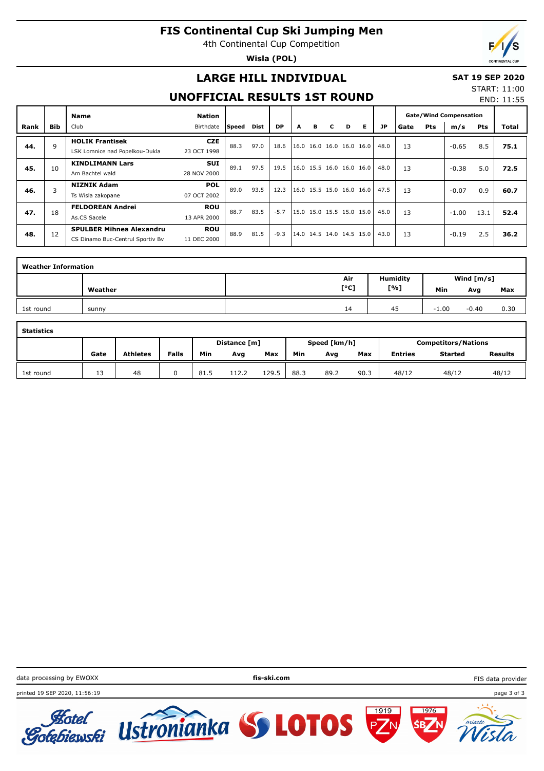# FIS Continental Cup Ski Jumping Men

4th Continental Cup Competition

**Wisla (POL)**

## LARGE HILL INDIVIDUAL

**SAT 19 SEP 2020**

START: 11:00

END: 11:55

## UNOFFICIAL RESULTS 1ST ROUND

| Rank | Bib | Name / Club | Nation / Birthdate | Speed | Dist | DP | A | B | C | D | E | JP | Gate | Gate Pts | Wind m/s | Wind Pts | Total |
|---|---|---|---|---|---|---|---|---|---|---|---|---|---|---|---|---|---|
| 44. | 9 | **HOLIK Frantisek** LSK Lomnice nad Popelkou-Dukla | **CZE** 23 OCT 1998 | 88.3 | 97.0 | 18.6 | 16.0 | 16.0 | 16.0 | 16.0 | 16.0 | 48.0 | 13 | | -0.65 | 8.5 | **75.1** |
| 45. | 10 | **KINDLIMANN Lars** Am Bachtel wald | **SUI** 28 NOV 2000 | 89.1 | 97.5 | 19.5 | 16.0 | 15.5 | 16.0 | 16.0 | 16.0 | 48.0 | 13 | | -0.38 | 5.0 | **72.5** |
| 46. | 3 | **NIZNIK Adam** Ts Wisla zakopane | **POL** 07 OCT 2002 | 89.0 | 93.5 | 12.3 | 16.0 | 15.5 | 15.0 | 16.0 | 16.0 | 47.5 | 13 | | -0.07 | 0.9 | **60.7** |
| 47. | 18 | **FELDOREAN Andrei** As.CS Sacele | **ROU** 13 APR 2000 | 88.7 | 83.5 | -5.7 | 15.0 | 15.0 | 15.5 | 15.0 | 15.0 | 45.0 | 13 | | -1.00 | 13.1 | **52.4** |
| 48. | 12 | **SPULBER Mihnea Alexandru** CS Dinamo Buc-Centrul Sportiv Bv | **ROU** 11 DEC 2000 | 88.9 | 81.5 | -9.3 | 14.0 | 14.5 | 14.0 | 14.5 | 15.0 | 43.0 | 13 | | -0.19 | 2.5 | **36.2** |

### Weather Information

| | Weather | Air [°C] | Humidity [%] | Wind Min [m/s] | Wind Avg [m/s] | Wind Max [m/s] |
|---|---|---|---|---|---|---|
| 1st round | sunny | 14 | 45 | -1.00 | -0.40 | 0.30 |

### Statistics

| | Gate | Athletes | Falls | Distance Min [m] | Distance Avg [m] | Distance Max [m] | Speed Min [km/h] | Speed Avg [km/h] | Speed Max [km/h] | Entries | Started | Results |
|---|---|---|---|---|---|---|---|---|---|---|---|---|
| 1st round | 13 | 48 | 0 | 81.5 | 112.2 | 129.5 | 88.3 | 89.2 | 90.3 | 48/12 | 48/12 | 48/12 |

data processing by EWOXX | fis-ski.com | FIS data provider

printed 19 SEP 2020, 11:56:19